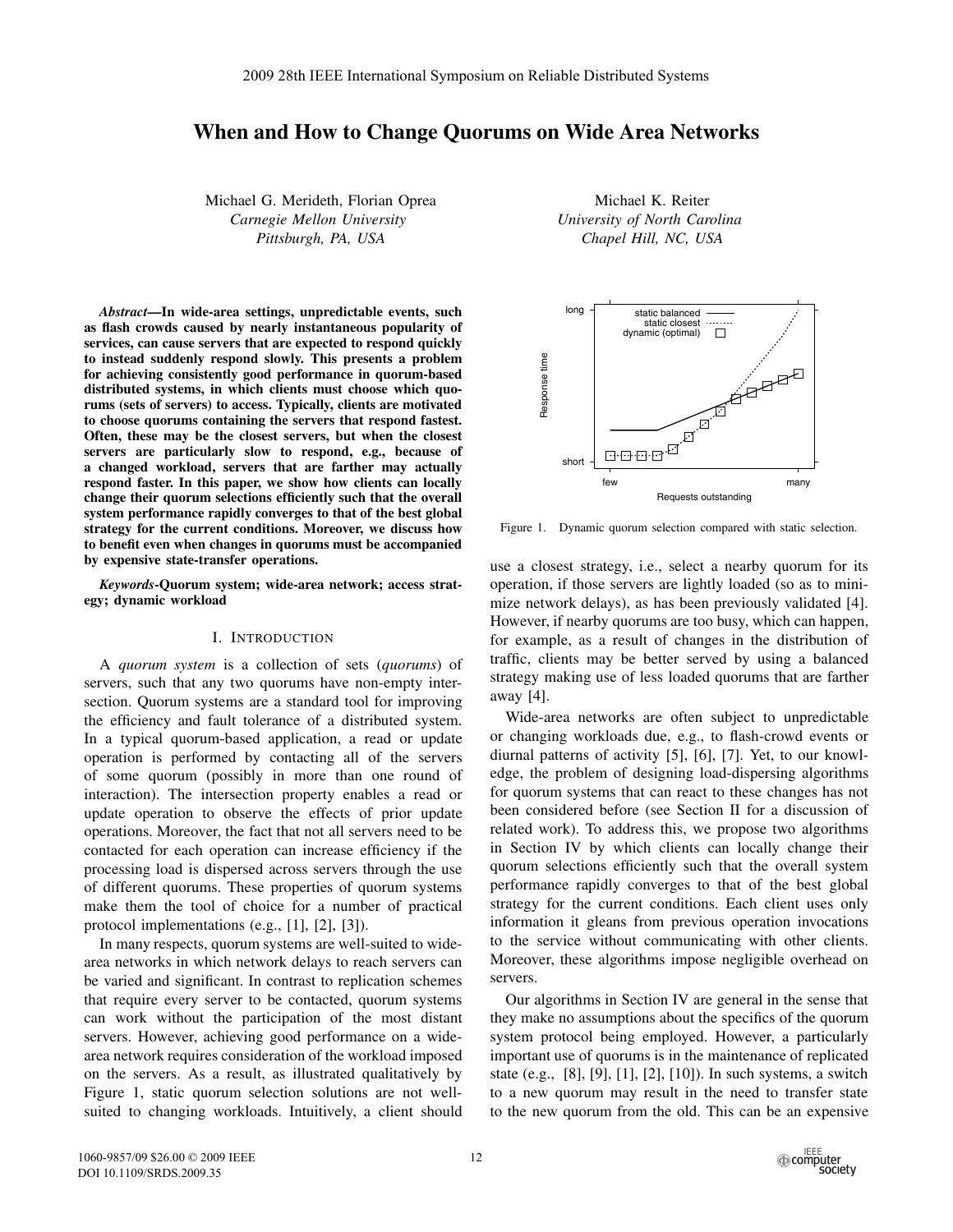# When and How to Change Quorums on Wide Area Networks

Michael G. Merideth, Florian Oprea
*Carnegie Mellon University*
*Pittsburgh, PA, USA*

Michael K. Reiter
*University of North Carolina*
*Chapel Hill, NC, USA*

***Abstract*—In wide-area settings, unpredictable events, such as flash crowds caused by nearly instantaneous popularity of services, can cause servers that are expected to respond quickly to instead suddenly respond slowly. This presents a problem for achieving consistently good performance in quorum-based distributed systems, in which clients must choose which quorums (sets of servers) to access. Typically, clients are motivated to choose quorums containing the servers that respond fastest. Often, these may be the closest servers, but when the closest servers are particularly slow to respond, e.g., because of a changed workload, servers that are farther may actually respond faster. In this paper, we show how clients can locally change their quorum selections efficiently such that the overall system performance rapidly converges to that of the best global strategy for the current conditions. Moreover, we discuss how to benefit even when changes in quorums must be accompanied by expensive state-transfer operations.**

***Keywords*-Quorum system; wide-area network; access strategy; dynamic workload**

## I. Introduction

A *quorum system* is a collection of sets (*quorums*) of servers, such that any two quorums have non-empty intersection. Quorum systems are a standard tool for improving the efficiency and fault tolerance of a distributed system. In a typical quorum-based application, a read or update operation is performed by contacting all of the servers of some quorum (possibly in more than one round of interaction). The intersection property enables a read or update operation to observe the effects of prior update operations. Moreover, the fact that not all servers need to be contacted for each operation can increase efficiency if the processing load is dispersed across servers through the use of different quorums. These properties of quorum systems make them the tool of choice for a number of practical protocol implementations (e.g., [1], [2], [3]).

In many respects, quorum systems are well-suited to wide-area networks in which network delays to reach servers can be varied and significant. In contrast to replication schemes that require every server to be contacted, quorum systems can work without the participation of the most distant servers. However, achieving good performance on a wide-area network requires consideration of the workload imposed on the servers. As a result, as illustrated qualitatively by Figure 1, static quorum selection solutions are not well-suited to changing workloads. Intuitively, a client should

long
short
Response time
few
many
Requests outstanding
static balanced
static closest
dynamic (optimal)

Figure 1. Dynamic quorum selection compared with static selection.

use a closest strategy, i.e., select a nearby quorum for its operation, if those servers are lightly loaded (so as to minimize network delays), as has been previously validated [4]. However, if nearby quorums are too busy, which can happen, for example, as a result of changes in the distribution of traffic, clients may be better served by using a balanced strategy making use of less loaded quorums that are farther away [4].

Wide-area networks are often subject to unpredictable or changing workloads due, e.g., to flash-crowd events or diurnal patterns of activity [5], [6], [7]. Yet, to our knowledge, the problem of designing load-dispersing algorithms for quorum systems that can react to these changes has not been considered before (see Section II for a discussion of related work). To address this, we propose two algorithms in Section IV by which clients can locally change their quorum selections efficiently such that the overall system performance rapidly converges to that of the best global strategy for the current conditions. Each client uses only information it gleans from previous operation invocations to the service without communicating with other clients. Moreover, these algorithms impose negligible overhead on servers.

Our algorithms in Section IV are general in the sense that they make no assumptions about the specifics of the quorum system protocol being employed. However, a particularly important use of quorums is in the maintenance of replicated state (e.g., [8], [9], [1], [2], [10]). In such systems, a switch to a new quorum may result in the need to transfer state to the new quorum from the old. This can be an expensive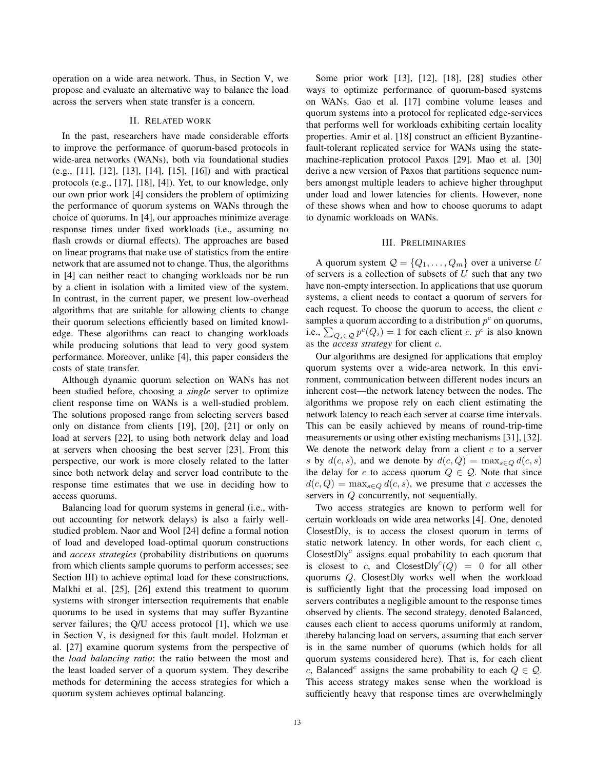operation on a wide area network. Thus, in Section V, we propose and evaluate an alternative way to balance the load across the servers when state transfer is a concern.

## II. Related work

In the past, researchers have made considerable efforts to improve the performance of quorum-based protocols in wide-area networks (WANs), both via foundational studies (e.g., [11], [12], [13], [14], [15], [16]) and with practical protocols (e.g., [17], [18], [4]). Yet, to our knowledge, only our own prior work [4] considers the problem of optimizing the performance of quorum systems on WANs through the choice of quorums. In [4], our approaches minimize average response times under fixed workloads (i.e., assuming no flash crowds or diurnal effects). The approaches are based on linear programs that make use of statistics from the entire network that are assumed not to change. Thus, the algorithms in [4] can neither react to changing workloads nor be run by a client in isolation with a limited view of the system. In contrast, in the current paper, we present low-overhead algorithms that are suitable for allowing clients to change their quorum selections efficiently based on limited knowledge. These algorithms can react to changing workloads while producing solutions that lead to very good system performance. Moreover, unlike [4], this paper considers the costs of state transfer.

Although dynamic quorum selection on WANs has not been studied before, choosing a *single* server to optimize client response time on WANs is a well-studied problem. The solutions proposed range from selecting servers based only on distance from clients [19], [20], [21] or only on load at servers [22], to using both network delay and load at servers when choosing the best server [23]. From this perspective, our work is more closely related to the latter since both network delay and server load contribute to the response time estimates that we use in deciding how to access quorums.

Balancing load for quorum systems in general (i.e., without accounting for network delays) is also a fairly well-studied problem. Naor and Wool [24] define a formal notion of load and developed load-optimal quorum constructions and *access strategies* (probability distributions on quorums from which clients sample quorums to perform accesses; see Section III) to achieve optimal load for these constructions. Malkhi et al. [25], [26] extend this treatment to quorum systems with stronger intersection requirements that enable quorums to be used in systems that may suffer Byzantine server failures; the Q/U access protocol [1], which we use in Section V, is designed for this fault model. Holzman et al. [27] examine quorum systems from the perspective of the *load balancing ratio*: the ratio between the most and the least loaded server of a quorum system. They describe methods for determining the access strategies for which a quorum system achieves optimal balancing.

Some prior work [13], [12], [18], [28] studies other ways to optimize performance of quorum-based systems on WANs. Gao et al. [17] combine volume leases and quorum systems into a protocol for replicated edge-services that performs well for workloads exhibiting certain locality properties. Amir et al. [18] construct an efficient Byzantine-fault-tolerant replicated service for WANs using the state-machine-replication protocol Paxos [29]. Mao et al. [30] derive a new version of Paxos that partitions sequence numbers amongst multiple leaders to achieve higher throughput under load and lower latencies for clients. However, none of these shows when and how to choose quorums to adapt to dynamic workloads on WANs.

## III. Preliminaries

A quorum system $\mathcal{Q} = \{Q_1, \ldots, Q_m\}$ over a universe $U$ of servers is a collection of subsets of $U$ such that any two have non-empty intersection. In applications that use quorum systems, a client needs to contact a quorum of servers for each request. To choose the quorum to access, the client $c$ samples a quorum according to a distribution $p^c$ on quorums, i.e., $\sum_{Q_i \in \mathcal{Q}} p^c(Q_i) = 1$ for each client $c$. $p^c$ is also known as the *access strategy* for client $c$.

Our algorithms are designed for applications that employ quorum systems over a wide-area network. In this environment, communication between different nodes incurs an inherent cost—the network latency between the nodes. The algorithms we propose rely on each client estimating the network latency to reach each server at coarse time intervals. This can be easily achieved by means of round-trip-time measurements or using other existing mechanisms [31], [32]. We denote the network delay from a client $c$ to a server $s$ by $d(c, s)$, and we denote by $d(c, Q) = \max_{s \in Q} d(c, s)$ the delay for $c$ to access quorum $Q \in \mathcal{Q}$. Note that since $d(c, Q) = \max_{s \in Q} d(c, s)$, we presume that $c$ accesses the servers in $Q$ concurrently, not sequentially.

Two access strategies are known to perform well for certain workloads on wide area networks [4]. One, denoted $\mathsf{ClosestDly}$, is to access the closest quorum in terms of static network latency. In other words, for each client $c$, $\mathsf{ClosestDly}^c$ assigns equal probability to each quorum that is closest to $c$, and $\mathsf{ClosestDly}^c(Q) = 0$ for all other quorums $Q$. $\mathsf{ClosestDly}$ works well when the workload is sufficiently light that the processing load imposed on servers contributes a negligible amount to the response times observed by clients. The second strategy, denoted $\mathsf{Balanced}$, causes each client to access quorums uniformly at random, thereby balancing load on servers, assuming that each server is in the same number of quorums (which holds for all quorum systems considered here). That is, for each client $c$, $\mathsf{Balanced}^c$ assigns the same probability to each $Q \in \mathcal{Q}$. This access strategy makes sense when the workload is sufficiently heavy that response times are overwhelmingly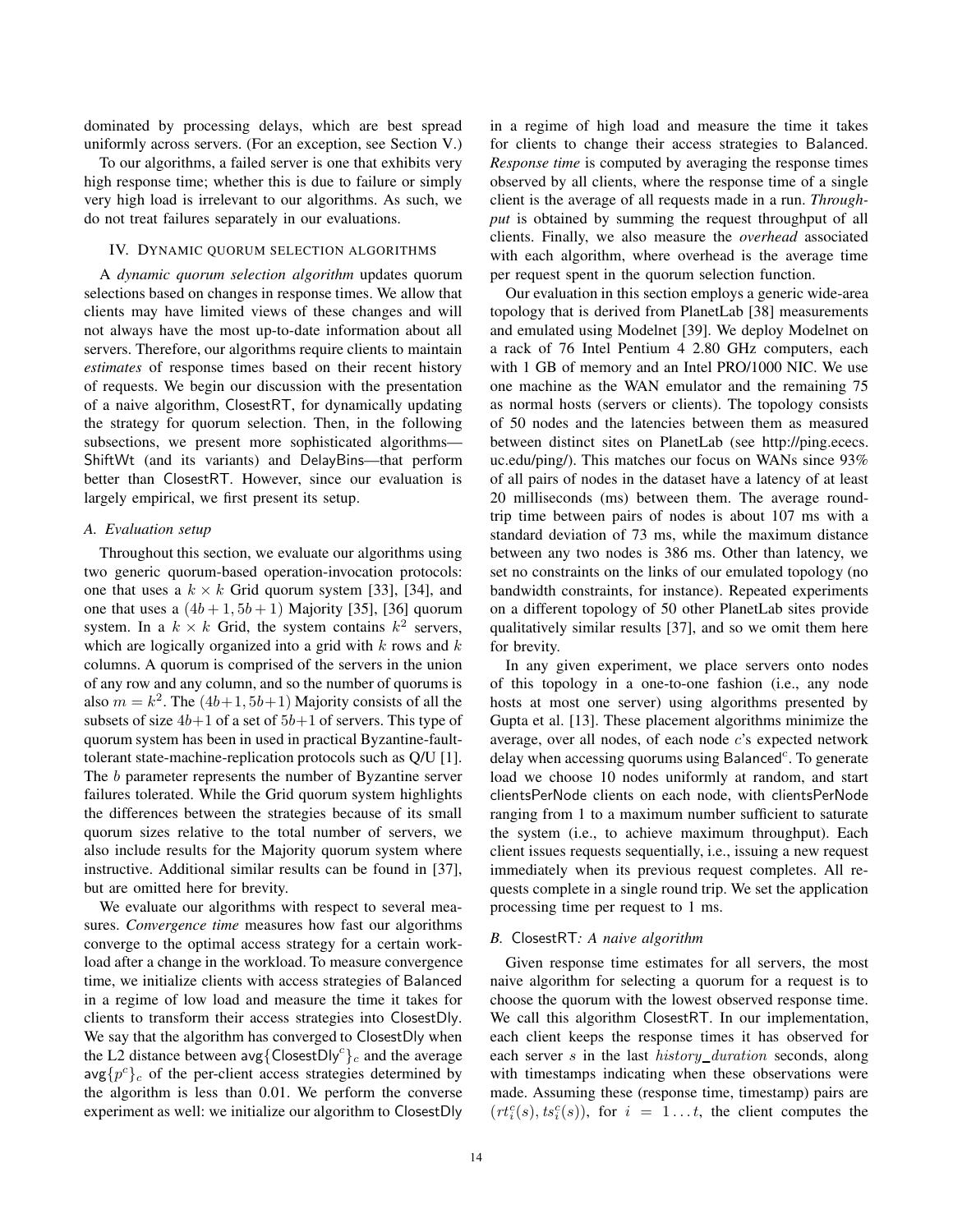dominated by processing delays, which are best spread uniformly across servers. (For an exception, see Section V.)

To our algorithms, a failed server is one that exhibits very high response time; whether this is due to failure or simply very high load is irrelevant to our algorithms. As such, we do not treat failures separately in our evaluations.

## IV. Dynamic quorum selection algorithms

A *dynamic quorum selection algorithm* updates quorum selections based on changes in response times. We allow that clients may have limited views of these changes and will not always have the most up-to-date information about all servers. Therefore, our algorithms require clients to maintain *estimates* of response times based on their recent history of requests. We begin our discussion with the presentation of a naive algorithm, ClosestRT, for dynamically updating the strategy for quorum selection. Then, in the following subsections, we present more sophisticated algorithms—ShiftWt (and its variants) and DelayBins—that perform better than ClosestRT. However, since our evaluation is largely empirical, we first present its setup.

### A. Evaluation setup

Throughout this section, we evaluate our algorithms using two generic quorum-based operation-invocation protocols: one that uses a $k \times k$ Grid quorum system [33], [34], and one that uses a $(4b+1, 5b+1)$ Majority [35], [36] quorum system. In a $k \times k$ Grid, the system contains $k^2$ servers, which are logically organized into a grid with $k$ rows and $k$ columns. A quorum is comprised of the servers in the union of any row and any column, and so the number of quorums is also $m = k^2$. The $(4b+1, 5b+1)$ Majority consists of all the subsets of size $4b+1$ of a set of $5b+1$ of servers. This type of quorum system has been in used in practical Byzantine-fault-tolerant state-machine-replication protocols such as Q/U [1]. The $b$ parameter represents the number of Byzantine server failures tolerated. While the Grid quorum system highlights the differences between the strategies because of its small quorum sizes relative to the total number of servers, we also include results for the Majority quorum system where instructive. Additional similar results can be found in [37], but are omitted here for brevity.

We evaluate our algorithms with respect to several measures. *Convergence time* measures how fast our algorithms converge to the optimal access strategy for a certain workload after a change in the workload. To measure convergence time, we initialize clients with access strategies of Balanced in a regime of low load and measure the time it takes for clients to transform their access strategies into ClosestDly. We say that the algorithm has converged to ClosestDly when the L2 distance between $\mathsf{avg}\{\mathsf{ClosestDly}^c\}_c$ and the average $\mathsf{avg}\{p^c\}_c$ of the per-client access strategies determined by the algorithm is less than 0.01. We perform the converse experiment as well: we initialize our algorithm to ClosestDly in a regime of high load and measure the time it takes for clients to change their access strategies to Balanced. *Response time* is computed by averaging the response times observed by all clients, where the response time of a single client is the average of all requests made in a run. *Throughput* is obtained by summing the request throughput of all clients. Finally, we also measure the *overhead* associated with each algorithm, where overhead is the average time per request spent in the quorum selection function.

Our evaluation in this section employs a generic wide-area topology that is derived from PlanetLab [38] measurements and emulated using Modelnet [39]. We deploy Modelnet on a rack of 76 Intel Pentium 4 2.80 GHz computers, each with 1 GB of memory and an Intel PRO/1000 NIC. We use one machine as the WAN emulator and the remaining 75 as normal hosts (servers or clients). The topology consists of 50 nodes and the latencies between them as measured between distinct sites on PlanetLab (see http://ping.ececs.uc.edu/ping/). This matches our focus on WANs since 93% of all pairs of nodes in the dataset have a latency of at least 20 milliseconds (ms) between them. The average round-trip time between pairs of nodes is about 107 ms with a standard deviation of 73 ms, while the maximum distance between any two nodes is 386 ms. Other than latency, we set no constraints on the links of our emulated topology (no bandwidth constraints, for instance). Repeated experiments on a different topology of 50 other PlanetLab sites provide qualitatively similar results [37], and so we omit them here for brevity.

In any given experiment, we place servers onto nodes of this topology in a one-to-one fashion (i.e., any node hosts at most one server) using algorithms presented by Gupta et al. [13]. These placement algorithms minimize the average, over all nodes, of each node $c$'s expected network delay when accessing quorums using $\mathsf{Balanced}^c$. To generate load we choose 10 nodes uniformly at random, and start clientsPerNode clients on each node, with clientsPerNode ranging from 1 to a maximum number sufficient to saturate the system (i.e., to achieve maximum throughput). Each client issues requests sequentially, i.e., issuing a new request immediately when its previous request completes. All requests complete in a single round trip. We set the application processing time per request to 1 ms.

### B. ClosestRT: A naive algorithm

Given response time estimates for all servers, the most naive algorithm for selecting a quorum for a request is to choose the quorum with the lowest observed response time. We call this algorithm ClosestRT. In our implementation, each client keeps the response times it has observed for each server $s$ in the last $history\_duration$ seconds, along with timestamps indicating when these observations were made. Assuming these (response time, timestamp) pairs are $(rt_i^c(s), ts_i^c(s))$, for $i = 1 \ldots t$, the client computes the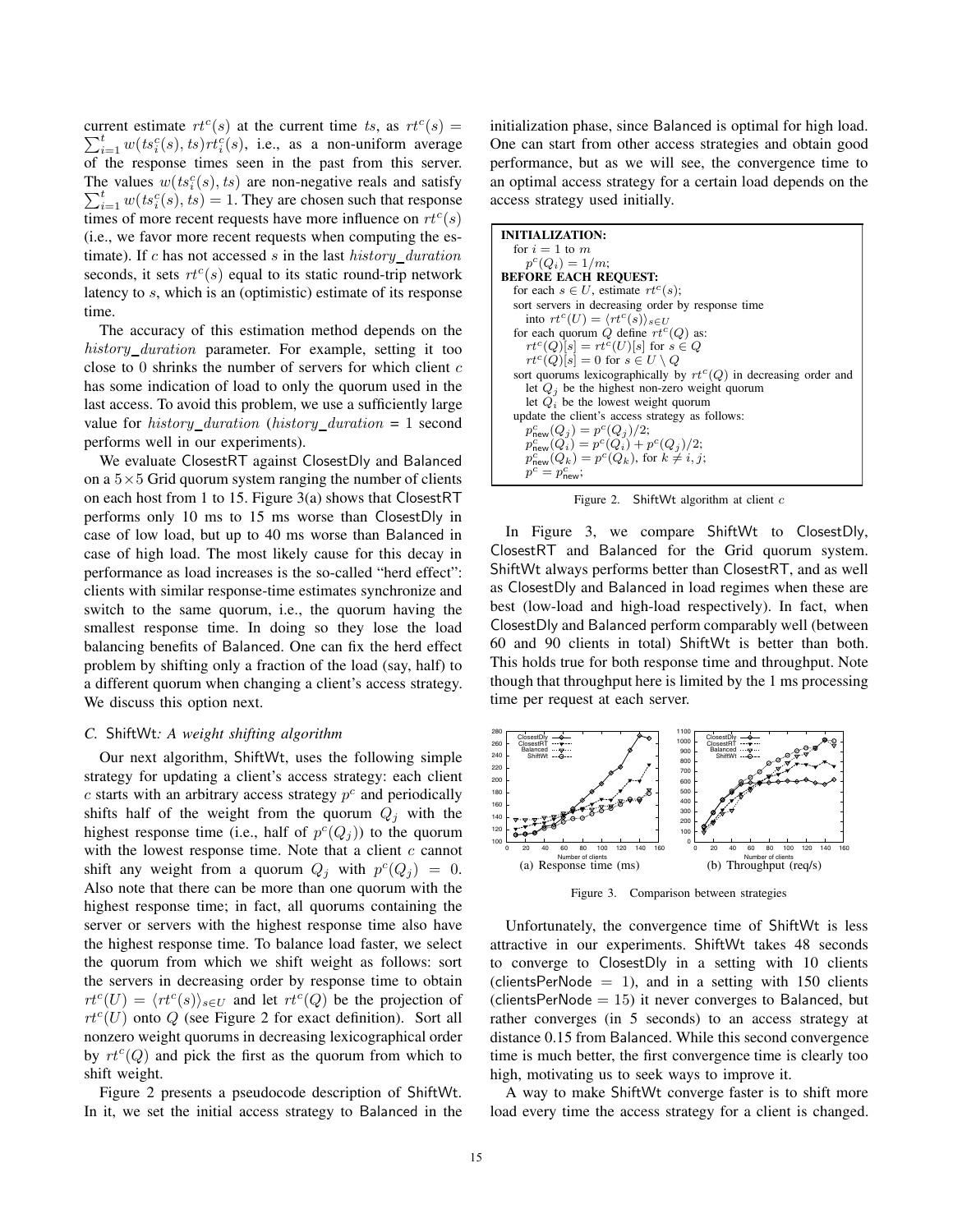current estimate $rt^c(s)$ at the current time $ts$, as $rt^c(s) = \sum_{i=1}^{t} w(ts_i^c(s), ts) rt_i^c(s)$, i.e., as a non-uniform average of the response times seen in the past from this server. The values $w(ts_i^c(s), ts)$ are non-negative reals and satisfy $\sum_{i=1}^{t} w(ts_i^c(s), ts) = 1$. They are chosen such that response times of more recent requests have more influence on $rt^c(s)$ (i.e., we favor more recent requests when computing the estimate). If $c$ has not accessed $s$ in the last $history\_duration$ seconds, it sets $rt^c(s)$ equal to its static round-trip network latency to $s$, which is an (optimistic) estimate of its response time.

The accuracy of this estimation method depends on the $history\_duration$ parameter. For example, setting it too close to 0 shrinks the number of servers for which client $c$ has some indication of load to only the quorum used in the last access. To avoid this problem, we use a sufficiently large value for $history\_duration$ ($history\_duration$ = 1 second performs well in our experiments).

We evaluate ClosestRT against ClosestDly and Balanced on a $5 \times 5$ Grid quorum system ranging the number of clients on each host from 1 to 15. Figure 3(a) shows that ClosestRT performs only 10 ms to 15 ms worse than ClosestDly in case of low load, but up to 40 ms worse than Balanced in case of high load. The most likely cause for this decay in performance as load increases is the so-called "herd effect": clients with similar response-time estimates synchronize and switch to the same quorum, i.e., the quorum having the smallest response time. In doing so they lose the load balancing benefits of Balanced. One can fix the herd effect problem by shifting only a fraction of the load (say, half) to a different quorum when changing a client's access strategy. We discuss this option next.

### C. ShiftWt: A weight shifting algorithm

Our next algorithm, ShiftWt, uses the following simple strategy for updating a client's access strategy: each client $c$ starts with an arbitrary access strategy $p^c$ and periodically shifts half of the weight from the quorum $Q_j$ with the highest response time (i.e., half of $p^c(Q_j)$) to the quorum with the lowest response time. Note that a client $c$ cannot shift any weight from a quorum $Q_j$ with $p^c(Q_j) = 0$. Also note that there can be more than one quorum with the highest response time; in fact, all quorums containing the server or servers with the highest response time also have the highest response time. To balance load faster, we select the quorum from which we shift weight as follows: sort the servers in decreasing order by response time to obtain $rt^c(U) = \langle rt^c(s) \rangle_{s \in U}$ and let $rt^c(Q)$ be the projection of $rt^c(U)$ onto $Q$ (see Figure 2 for exact definition). Sort all nonzero weight quorums in decreasing lexicographical order by $rt^c(Q)$ and pick the first as the quorum from which to shift weight.

Figure 2 presents a pseudocode description of ShiftWt. In it, we set the initial access strategy to Balanced in the initialization phase, since Balanced is optimal for high load. One can start from other access strategies and obtain good performance, but as we will see, the convergence time to an optimal access strategy for a certain load depends on the access strategy used initially.

```
INITIALIZATION:
  for i = 1 to m
    p^c(Q_i) = 1/m;
BEFORE EACH REQUEST:
  for each s ∈ U, estimate rt^c(s);
  sort servers in decreasing order by response time
    into rt^c(U) = ⟨rt^c(s)⟩_{s∈U}
  for each quorum Q define rt^c(Q) as:
    rt^c(Q)[s] = rt^c(U)[s] for s ∈ Q
    rt^c(Q)[s] = 0 for s ∈ U \ Q
  sort quorums lexicographically by rt^c(Q) in decreasing order and
    let Q_j be the highest non-zero weight quorum
    let Q_i be the lowest weight quorum
  update the client's access strategy as follows:
    p^c_new(Q_j) = p^c(Q_j)/2;
    p^c_new(Q_i) = p^c(Q_i) + p^c(Q_j)/2;
    p^c_new(Q_k) = p^c(Q_k), for k ≠ i, j;
    p^c = p^c_new;
```

Figure 2. ShiftWt algorithm at client $c$

In Figure 3, we compare ShiftWt to ClosestDly, ClosestRT and Balanced for the Grid quorum system. ShiftWt always performs better than ClosestRT, and as well as ClosestDly and Balanced in load regimes when these are best (low-load and high-load respectively). In fact, when ClosestDly and Balanced perform comparably well (between 60 and 90 clients in total) ShiftWt is better than both. This holds true for both response time and throughput. Note though that throughput here is limited by the 1 ms processing time per request at each server.

(a) Response time (ms) (b) Throughput (req/s)

Figure 3. Comparison between strategies

Unfortunately, the convergence time of ShiftWt is less attractive in our experiments. ShiftWt takes 48 seconds to converge to ClosestDly in a setting with 10 clients (clientsPerNode = 1), and in a setting with 150 clients (clientsPerNode = 15) it never converges to Balanced, but rather converges (in 5 seconds) to an access strategy at distance 0.15 from Balanced. While this second convergence time is much better, the first convergence time is clearly too high, motivating us to seek ways to improve it.

A way to make ShiftWt converge faster is to shift more load every time the access strategy for a client is changed.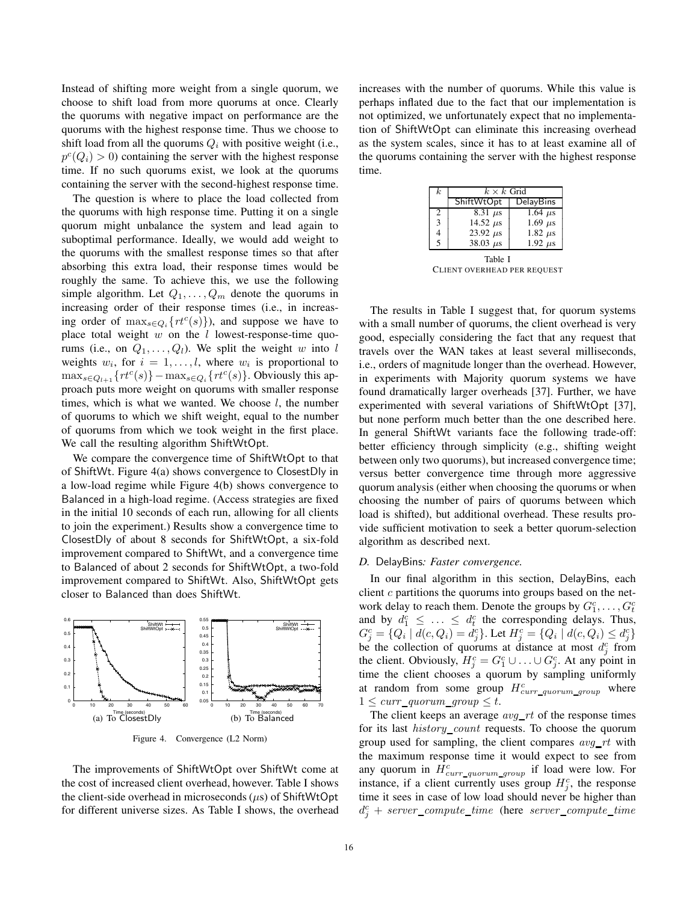Instead of shifting more weight from a single quorum, we choose to shift load from more quorums at once. Clearly the quorums with negative impact on performance are the quorums with the highest response time. Thus we choose to shift load from all the quorums $Q_i$ with positive weight (i.e., $p^c(Q_i) > 0$) containing the server with the highest response time. If no such quorums exist, we look at the quorums containing the server with the second-highest response time.

The question is where to place the load collected from the quorums with high response time. Putting it on a single quorum might unbalance the system and lead again to suboptimal performance. Ideally, we would add weight to the quorums with the smallest response times so that after absorbing this extra load, their response times would be roughly the same. To achieve this, we use the following simple algorithm. Let $Q_1, \ldots, Q_m$ denote the quorums in increasing order of their response times (i.e., in increasing order of $\max_{s \in Q_i}\{rt^c(s)\}$), and suppose we have to place total weight $w$ on the $l$ lowest-response-time quorums (i.e., on $Q_1, \ldots, Q_l$). We split the weight $w$ into $l$ weights $w_i$, for $i = 1, \ldots, l$, where $w_i$ is proportional to $\max_{s \in Q_{l+1}}\{rt^c(s)\} - \max_{s \in Q_i}\{rt^c(s)\}$. Obviously this approach puts more weight on quorums with smaller response times, which is what we wanted. We choose $l$, the number of quorums to which we shift weight, equal to the number of quorums from which we took weight in the first place. We call the resulting algorithm ShiftWtOpt.

We compare the convergence time of ShiftWtOpt to that of ShiftWt. Figure 4(a) shows convergence to ClosestDly in a low-load regime while Figure 4(b) shows convergence to Balanced in a high-load regime. (Access strategies are fixed in the initial 10 seconds of each run, allowing for all clients to join the experiment.) Results show a convergence time to ClosestDly of about 8 seconds for ShiftWtOpt, a six-fold improvement compared to ShiftWt, and a convergence time to Balanced of about 2 seconds for ShiftWtOpt, a two-fold improvement compared to ShiftWt. Also, ShiftWtOpt gets closer to Balanced than does ShiftWt.

(a) To ClosestDly (b) To Balanced

Figure 4. Convergence (L2 Norm)

The improvements of ShiftWtOpt over ShiftWt come at the cost of increased client overhead, however. Table I shows the client-side overhead in microseconds ($\mu$s) of ShiftWtOpt for different universe sizes. As Table I shows, the overhead increases with the number of quorums. While this value is perhaps inflated due to the fact that our implementation is not optimized, we unfortunately expect that no implementation of ShiftWtOpt can eliminate this increasing overhead as the system scales, since it has to at least examine all of the quorums containing the server with the highest response time.

| $k$ | $k \times k$ Grid | |
|---|---|---|
| | ShiftWtOpt | DelayBins |
| 2 | 8.31 $\mu$s | 1.64 $\mu$s |
| 3 | 14.52 $\mu$s | 1.69 $\mu$s |
| 4 | 23.92 $\mu$s | 1.82 $\mu$s |
| 5 | 38.03 $\mu$s | 1.92 $\mu$s |

Table I

CLIENT OVERHEAD PER REQUEST

The results in Table I suggest that, for quorum systems with a small number of quorums, the client overhead is very good, especially considering the fact that any request that travels over the WAN takes at least several milliseconds, i.e., orders of magnitude longer than the overhead. However, in experiments with Majority quorum systems we have found dramatically larger overheads [37]. Further, we have experimented with several variations of ShiftWtOpt [37], but none perform much better than the one described here. In general ShiftWt variants face the following trade-off: better efficiency through simplicity (e.g., shifting weight between only two quorums), but increased convergence time; versus better convergence time through more aggressive quorum analysis (either when choosing the quorums or when choosing the number of pairs of quorums between which load is shifted), but additional overhead. These results provide sufficient motivation to seek a better quorum-selection algorithm as described next.

### D. DelayBins: *Faster convergence.*

In our final algorithm in this section, DelayBins, each client $c$ partitions the quorums into groups based on the network delay to reach them. Denote the groups by $G^c_1, \ldots, G^c_t$ and by $d^c_1 \leq \ldots \leq d^c_t$ the corresponding delays. Thus, $G^c_j = \{Q_i \mid d(c, Q_i) = d^c_j\}$. Let $H^c_j = \{Q_i \mid d(c, Q_i) \leq d^c_j\}$ be the collection of quorums at distance at most $d^c_j$ from the client. Obviously, $H^c_j = G^c_1 \cup \ldots \cup G^c_j$. At any point in time the client chooses a quorum by sampling uniformly at random from some group $H^c_{curr\_quorum\_group}$ where $1 \leq curr\_quorum\_group \leq t$.

The client keeps an average $avg\_rt$ of the response times for its last $history\_count$ requests. To choose the quorum group used for sampling, the client compares $avg\_rt$ with the maximum response time it would expect to see from any quorum in $H^c_{curr\_quorum\_group}$ if load were low. For instance, if a client currently uses group $H^c_j$, the response time it sees in case of low load should never be higher than $d^c_j + server\_compute\_time$ (here $server\_compute\_time$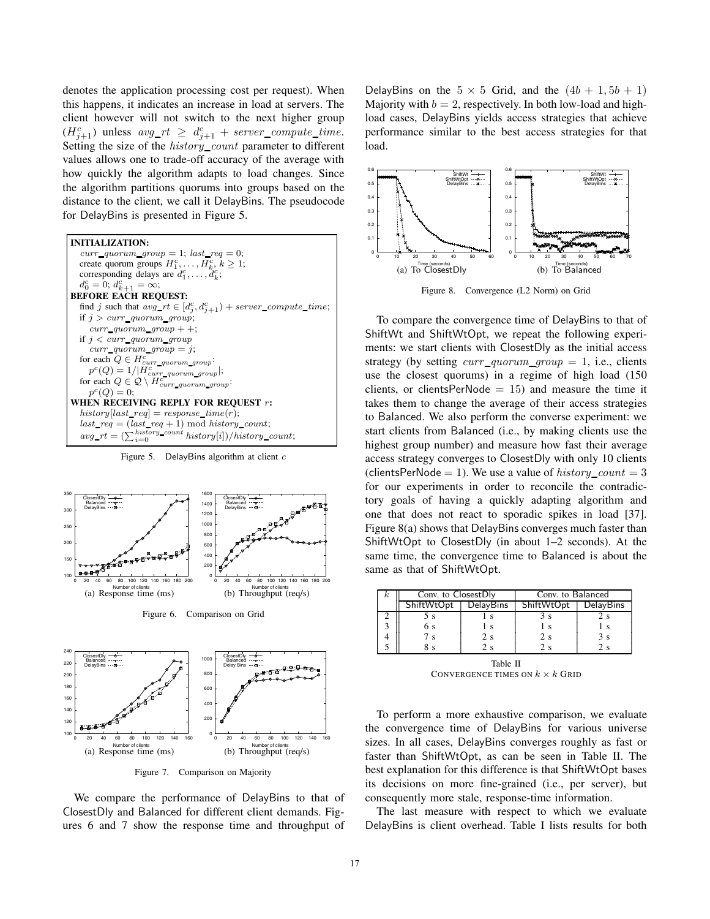denotes the application processing cost per request). When this happens, it indicates an increase in load at servers. The client however will not switch to the next higher group ($H^c_{j+1}$) unless $avg\_rt \geq d^c_{j+1} + server\_compute\_time$. Setting the size of the $history\_count$ parameter to different values allows one to trade-off accuracy of the average with how quickly the algorithm adapts to load changes. Since the algorithm partitions quorums into groups based on the distance to the client, we call it DelayBins. The pseudocode for DelayBins is presented in Figure 5.

```
INITIALIZATION:
  curr_quorum_group = 1; last_req = 0;
  create quorum groups H^c_1, ..., H^c_k, k >= 1;
  corresponding delays are d^c_1, ..., d^c_k;
  d^c_0 = 0; d^c_{k+1} = ∞;
BEFORE EACH REQUEST:
  find j such that avg_rt ∈ [d^c_j, d^c_{j+1}) + server_compute_time;
  if j > curr_quorum_group;
    curr_quorum_group++;
  if j < curr_quorum_group
    curr_quorum_group = j;
  for each Q ∈ H^c_{curr_quorum_group}:
    p^c(Q) = 1/|H^c_{curr_quorum_group}|;
  for each Q ∈ 𝒬 \ H^c_{curr_quorum_group}:
    p^c(Q) = 0;
WHEN RECEIVING REPLY FOR REQUEST r:
  history[last_req] = response_time(r);
  last_req = (last_req + 1) mod history_count;
  avg_rt = (Σ_{i=0}^{history_count} history[i])/history_count;
```

Figure 5. DelayBins algorithm at client $c$

(a) Response time (ms) (b) Throughput (req/s)

Figure 6. Comparison on Grid

(a) Response time (ms) (b) Throughput (req/s)

Figure 7. Comparison on Majority

We compare the performance of DelayBins to that of ClosestDly and Balanced for different client demands. Figures 6 and 7 show the response time and throughput of DelayBins on the $5 \times 5$ Grid, and the $(4b + 1, 5b + 1)$ Majority with $b = 2$, respectively. In both low-load and high-load cases, DelayBins yields access strategies that achieve performance similar to the best access strategies for that load.

(a) To ClosestDly (b) To Balanced

Figure 8. Convergence (L2 Norm) on Grid

To compare the convergence time of DelayBins to that of ShiftWt and ShiftWtOpt, we repeat the following experiments: we start clients with ClosestDly as the initial access strategy (by setting $curr\_quorum\_group = 1$, i.e., clients use the closest quorums) in a regime of high load (150 clients, or clientsPerNode = 15) and measure the time it takes them to change the average of their access strategies to Balanced. We also perform the converse experiment: we start clients from Balanced (i.e., by making clients use the highest group number) and measure how fast their average access strategy converges to ClosestDly with only 10 clients (clientsPerNode = 1). We use a value of $history\_count = 3$ for our experiments in order to reconcile the contradictory goals of having a quickly adapting algorithm and one that does not react to sporadic spikes in load [37]. Figure 8(a) shows that DelayBins converges much faster than ShiftWtOpt to ClosestDly (in about 1–2 seconds). At the same time, the convergence time to Balanced is about the same as that of ShiftWtOpt.

| $k$ | Conv. to ClosestDly | | Conv. to Balanced | |
|---|---|---|---|---|
| | ShiftWtOpt | DelayBins | ShiftWtOpt | DelayBins |
| 2 | 5 s | 1 s | 3 s | 2 s |
| 3 | 6 s | 1 s | 1 s | 1 s |
| 4 | 7 s | 2 s | 2 s | 3 s |
| 5 | 8 s | 2 s | 2 s | 2 s |

Table II
CONVERGENCE TIMES ON $k \times k$ GRID

To perform a more exhaustive comparison, we evaluate the convergence time of DelayBins for various universe sizes. In all cases, DelayBins converges roughly as fast or faster than ShiftWtOpt, as can be seen in Table II. The best explanation for this difference is that ShiftWtOpt bases its decisions on more fine-grained (i.e., per server), but consequently more stale, response-time information.

The last measure with respect to which we evaluate DelayBins is client overhead. Table I lists results for both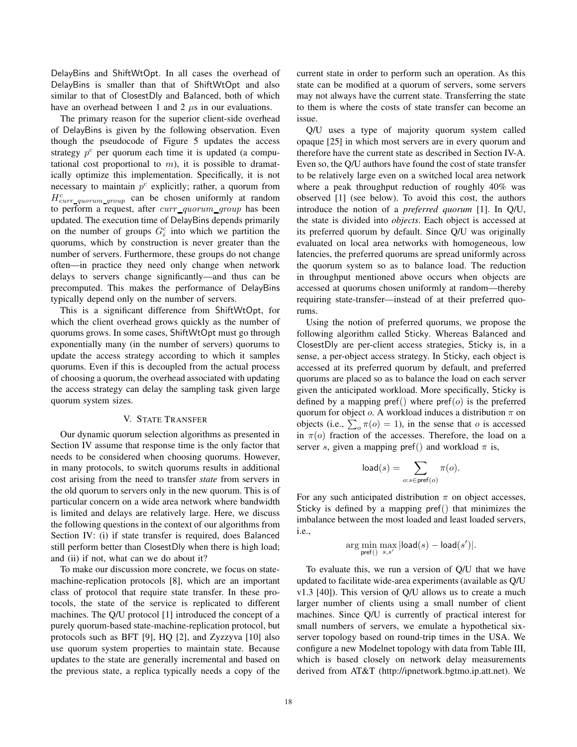DelayBins and ShiftWtOpt. In all cases the overhead of DelayBins is smaller than that of ShiftWtOpt and also similar to that of ClosestDly and Balanced, both of which have an overhead between 1 and 2 $\mu$s in our evaluations.

The primary reason for the superior client-side overhead of DelayBins is given by the following observation. Even though the pseudocode of Figure 5 updates the access strategy $p^c$ per quorum each time it is updated (a computational cost proportional to $m$), it is possible to dramatically optimize this implementation. Specifically, it is not necessary to maintain $p^c$ explicitly; rather, a quorum from $H^c_{curr\_quorum\_group}$ can be chosen uniformly at random to perform a request, after $curr\_quorum\_group$ has been updated. The execution time of DelayBins depends primarily on the number of groups $G^c_i$ into which we partition the quorums, which by construction is never greater than the number of servers. Furthermore, these groups do not change often—in practice they need only change when network delays to servers change significantly—and thus can be precomputed. This makes the performance of DelayBins typically depend only on the number of servers.

This is a significant difference from ShiftWtOpt, for which the client overhead grows quickly as the number of quorums grows. In some cases, ShiftWtOpt must go through exponentially many (in the number of servers) quorums to update the access strategy according to which it samples quorums. Even if this is decoupled from the actual process of choosing a quorum, the overhead associated with updating the access strategy can delay the sampling task given large quorum system sizes.

## V. State Transfer

Our dynamic quorum selection algorithms as presented in Section IV assume that response time is the only factor that needs to be considered when choosing quorums. However, in many protocols, to switch quorums results in additional cost arising from the need to transfer *state* from servers in the old quorum to servers only in the new quorum. This is of particular concern on a wide area network where bandwidth is limited and delays are relatively large. Here, we discuss the following questions in the context of our algorithms from Section IV: (i) if state transfer is required, does Balanced still perform better than ClosestDly when there is high load; and (ii) if not, what can we do about it?

To make our discussion more concrete, we focus on state-machine-replication protocols [8], which are an important class of protocol that require state transfer. In these protocols, the state of the service is replicated to different machines. The Q/U protocol [1] introduced the concept of a purely quorum-based state-machine-replication protocol, but protocols such as BFT [9], HQ [2], and Zyzzyva [10] also use quorum system properties to maintain state. Because updates to the state are generally incremental and based on the previous state, a replica typically needs a copy of the current state in order to perform such an operation. As this state can be modified at a quorum of servers, some servers may not always have the current state. Transferring the state to them is where the costs of state transfer can become an issue.

Q/U uses a type of majority quorum system called opaque [25] in which most servers are in every quorum and therefore have the current state as described in Section IV-A. Even so, the Q/U authors have found the cost of state transfer to be relatively large even on a switched local area network where a peak throughput reduction of roughly 40% was observed [1] (see below). To avoid this cost, the authors introduce the notion of a *preferred quorum* [1]. In Q/U, the state is divided into *objects*. Each object is accessed at its preferred quorum by default. Since Q/U was originally evaluated on local area networks with homogeneous, low latencies, the preferred quorums are spread uniformly across the quorum system so as to balance load. The reduction in throughput mentioned above occurs when objects are accessed at quorums chosen uniformly at random—thereby requiring state-transfer—instead of at their preferred quorums.

Using the notion of preferred quorums, we propose the following algorithm called Sticky. Whereas Balanced and ClosestDly are per-client access strategies, Sticky is, in a sense, a per-object access strategy. In Sticky, each object is accessed at its preferred quorum by default, and preferred quorums are placed so as to balance the load on each server given the anticipated workload. More specifically, Sticky is defined by a mapping pref() where pref($o$) is the preferred quorum for object $o$. A workload induces a distribution $\pi$ on objects (i.e., $\sum_o \pi(o) = 1$), in the sense that $o$ is accessed in $\pi(o)$ fraction of the accesses. Therefore, the load on a server $s$, given a mapping pref() and workload $\pi$ is,

$$\mathsf{load}(s) = \sum_{o : s \in \mathsf{pref}(o)} \pi(o).$$

For any such anticipated distribution $\pi$ on object accesses, Sticky is defined by a mapping pref() that minimizes the imbalance between the most loaded and least loaded servers, i.e.,

$$\arg \min_{\mathsf{pref}()} \max_{s,s'} |\mathsf{load}(s) - \mathsf{load}(s')|.$$

To evaluate this, we run a version of Q/U that we have updated to facilitate wide-area experiments (available as Q/U v1.3 [40]). This version of Q/U allows us to create a much larger number of clients using a small number of client machines. Since Q/U is currently of practical interest for small numbers of servers, we emulate a hypothetical six-server topology based on round-trip times in the USA. We configure a new Modelnet topology with data from Table III, which is based closely on network delay measurements derived from AT&T (http://ipnetwork.bgtmo.ip.att.net). We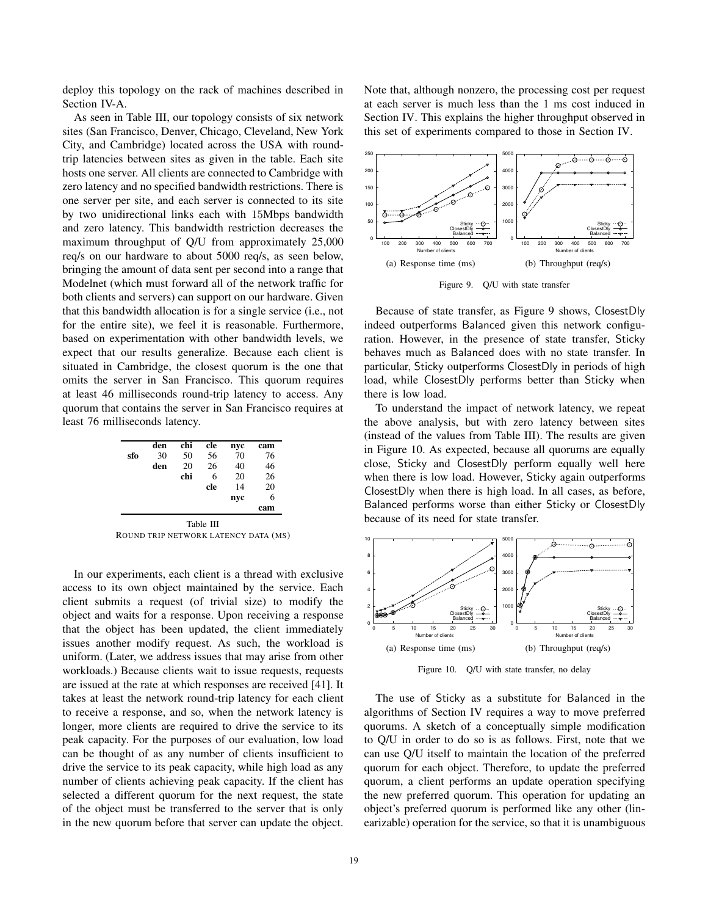deploy this topology on the rack of machines described in Section IV-A.

As seen in Table III, our topology consists of six network sites (San Francisco, Denver, Chicago, Cleveland, New York City, and Cambridge) located across the USA with round-trip latencies between sites as given in the table. Each site hosts one server. All clients are connected to Cambridge with zero latency and no specified bandwidth restrictions. There is one server per site, and each server is connected to its site by two unidirectional links each with 15Mbps bandwidth and zero latency. This bandwidth restriction decreases the maximum throughput of Q/U from approximately 25,000 req/s on our hardware to about 5000 req/s, as seen below, bringing the amount of data sent per second into a range that Modelnet (which must forward all of the network traffic for both clients and servers) can support on our hardware. Given that this bandwidth allocation is for a single service (i.e., not for the entire site), we feel it is reasonable. Furthermore, based on experimentation with other bandwidth levels, we expect that our results generalize. Because each client is situated in Cambridge, the closest quorum is the one that omits the server in San Francisco. This quorum requires at least 46 milliseconds round-trip latency to access. Any quorum that contains the server in San Francisco requires at least 76 milliseconds latency.

| | **den** | **chi** | **cle** | **nyc** | **cam** |
|---|---|---|---|---|---|
| **sfo** | 30 | 50 | 56 | 70 | 76 |
| | **den** | 20 | 26 | 40 | 46 |
| | | **chi** | 6 | 20 | 26 |
| | | | **cle** | 14 | 20 |
| | | | | **nyc** | 6 |
| | | | | | **cam** |

Table III
ROUND TRIP NETWORK LATENCY DATA (MS)

In our experiments, each client is a thread with exclusive access to its own object maintained by the service. Each client submits a request (of trivial size) to modify the object and waits for a response. Upon receiving a response that the object has been updated, the client immediately issues another modify request. As such, the workload is uniform. (Later, we address issues that may arise from other workloads.) Because clients wait to issue requests, requests are issued at the rate at which responses are received [41]. It takes at least the network round-trip latency for each client to receive a response, and so, when the network latency is longer, more clients are required to drive the service to its peak capacity. For the purposes of our evaluation, low load can be thought of as any number of clients insufficient to drive the service to its peak capacity, while high load as any number of clients achieving peak capacity. If the client has selected a different quorum for the next request, the state of the object must be transferred to the server that is only in the new quorum before that server can update the object. Note that, although nonzero, the processing cost per request at each server is much less than the 1 ms cost induced in Section IV. This explains the higher throughput observed in this set of experiments compared to those in Section IV.

(a) Response time (ms) (b) Throughput (req/s)

Figure 9. Q/U with state transfer

Because of state transfer, as Figure 9 shows, ClosestDly indeed outperforms Balanced given this network configuration. However, in the presence of state transfer, Sticky behaves much as Balanced does with no state transfer. In particular, Sticky outperforms ClosestDly in periods of high load, while ClosestDly performs better than Sticky when there is low load.

To understand the impact of network latency, we repeat the above analysis, but with zero latency between sites (instead of the values from Table III). The results are given in Figure 10. As expected, because all quorums are equally close, Sticky and ClosestDly perform equally well here when there is low load. However, Sticky again outperforms ClosestDly when there is high load. In all cases, as before, Balanced performs worse than either Sticky or ClosestDly because of its need for state transfer.

(a) Response time (ms) (b) Throughput (req/s)

Figure 10. Q/U with state transfer, no delay

The use of Sticky as a substitute for Balanced in the algorithms of Section IV requires a way to move preferred quorums. A sketch of a conceptually simple modification to Q/U in order to do so is as follows. First, note that we can use Q/U itself to maintain the location of the preferred quorum for each object. Therefore, to update the preferred quorum, a client performs an update operation specifying the new preferred quorum. This operation for updating an object's preferred quorum is performed like any other (linearizable) operation for the service, so that it is unambiguous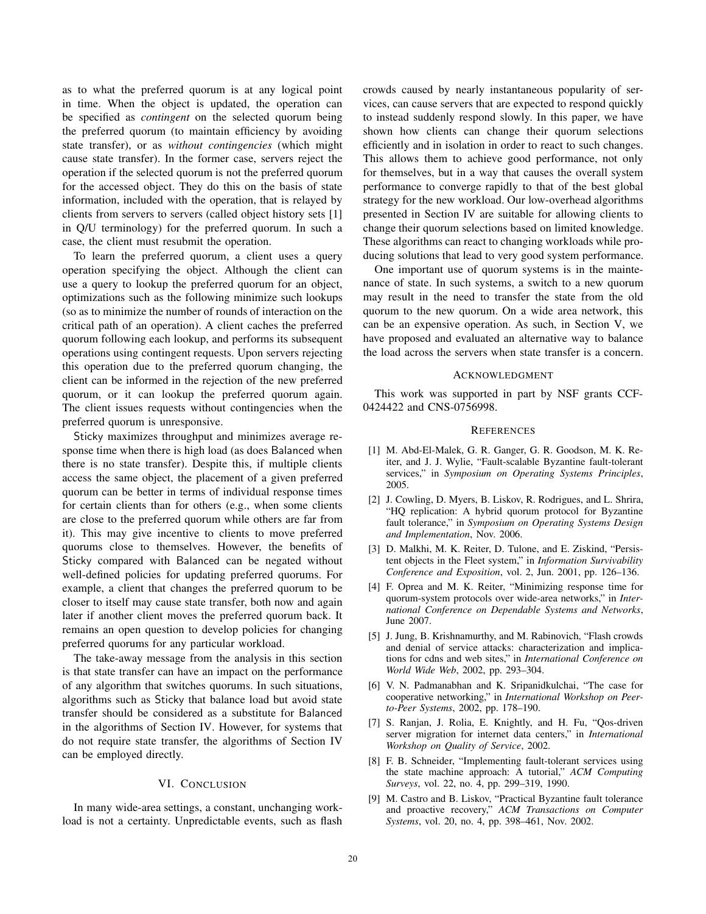as to what the preferred quorum is at any logical point in time. When the object is updated, the operation can be specified as *contingent* on the selected quorum being the preferred quorum (to maintain efficiency by avoiding state transfer), or as *without contingencies* (which might cause state transfer). In the former case, servers reject the operation if the selected quorum is not the preferred quorum for the accessed object. They do this on the basis of state information, included with the operation, that is relayed by clients from servers to servers (called object history sets [1] in Q/U terminology) for the preferred quorum. In such a case, the client must resubmit the operation.

To learn the preferred quorum, a client uses a query operation specifying the object. Although the client can use a query to lookup the preferred quorum for an object, optimizations such as the following minimize such lookups (so as to minimize the number of rounds of interaction on the critical path of an operation). A client caches the preferred quorum following each lookup, and performs its subsequent operations using contingent requests. Upon servers rejecting this operation due to the preferred quorum changing, the client can be informed in the rejection of the new preferred quorum, or it can lookup the preferred quorum again. The client issues requests without contingencies when the preferred quorum is unresponsive.

Sticky maximizes throughput and minimizes average response time when there is high load (as does Balanced when there is no state transfer). Despite this, if multiple clients access the same object, the placement of a given preferred quorum can be better in terms of individual response times for certain clients than for others (e.g., when some clients are close to the preferred quorum while others are far from it). This may give incentive to clients to move preferred quorums close to themselves. However, the benefits of Sticky compared with Balanced can be negated without well-defined policies for updating preferred quorums. For example, a client that changes the preferred quorum to be closer to itself may cause state transfer, both now and again later if another client moves the preferred quorum back. It remains an open question to develop policies for changing preferred quorums for any particular workload.

The take-away message from the analysis in this section is that state transfer can have an impact on the performance of any algorithm that switches quorums. In such situations, algorithms such as Sticky that balance load but avoid state transfer should be considered as a substitute for Balanced in the algorithms of Section IV. However, for systems that do not require state transfer, the algorithms of Section IV can be employed directly.

## VI. Conclusion

In many wide-area settings, a constant, unchanging workload is not a certainty. Unpredictable events, such as flash crowds caused by nearly instantaneous popularity of services, can cause servers that are expected to respond quickly to instead suddenly respond slowly. In this paper, we have shown how clients can change their quorum selections efficiently and in isolation in order to react to such changes. This allows them to achieve good performance, not only for themselves, but in a way that causes the overall system performance to converge rapidly to that of the best global strategy for the new workload. Our low-overhead algorithms presented in Section IV are suitable for allowing clients to change their quorum selections based on limited knowledge. These algorithms can react to changing workloads while producing solutions that lead to very good system performance.

One important use of quorum systems is in the maintenance of state. In such systems, a switch to a new quorum may result in the need to transfer the state from the old quorum to the new quorum. On a wide area network, this can be an expensive operation. As such, in Section V, we have proposed and evaluated an alternative way to balance the load across the servers when state transfer is a concern.

## Acknowledgment

This work was supported in part by NSF grants CCF-0424422 and CNS-0756998.

## References

[1] M. Abd-El-Malek, G. R. Ganger, G. R. Goodson, M. K. Reiter, and J. J. Wylie, "Fault-scalable Byzantine fault-tolerant services," in *Symposium on Operating Systems Principles*, 2005.

[2] J. Cowling, D. Myers, B. Liskov, R. Rodrigues, and L. Shrira, "HQ replication: A hybrid quorum protocol for Byzantine fault tolerance," in *Symposium on Operating Systems Design and Implementation*, Nov. 2006.

[3] D. Malkhi, M. K. Reiter, D. Tulone, and E. Ziskind, "Persistent objects in the Fleet system," in *Information Survivability Conference and Exposition*, vol. 2, Jun. 2001, pp. 126–136.

[4] F. Oprea and M. K. Reiter, "Minimizing response time for quorum-system protocols over wide-area networks," in *International Conference on Dependable Systems and Networks*, June 2007.

[5] J. Jung, B. Krishnamurthy, and M. Rabinovich, "Flash crowds and denial of service attacks: characterization and implications for cdns and web sites," in *International Conference on World Wide Web*, 2002, pp. 293–304.

[6] V. N. Padmanabhan and K. Sripanidkulchai, "The case for cooperative networking," in *International Workshop on Peer-to-Peer Systems*, 2002, pp. 178–190.

[7] S. Ranjan, J. Rolia, E. Knightly, and H. Fu, "Qos-driven server migration for internet data centers," in *International Workshop on Quality of Service*, 2002.

[8] F. B. Schneider, "Implementing fault-tolerant services using the state machine approach: A tutorial," *ACM Computing Surveys*, vol. 22, no. 4, pp. 299–319, 1990.

[9] M. Castro and B. Liskov, "Practical Byzantine fault tolerance and proactive recovery," *ACM Transactions on Computer Systems*, vol. 20, no. 4, pp. 398–461, Nov. 2002.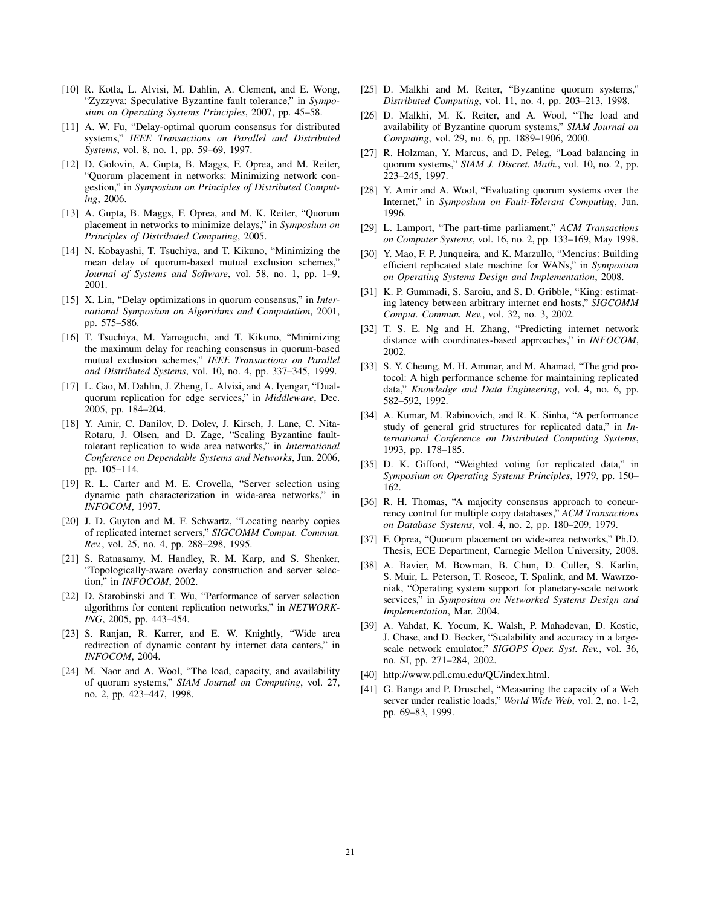[10] R. Kotla, L. Alvisi, M. Dahlin, A. Clement, and E. Wong, "Zyzzyva: Speculative Byzantine fault tolerance," in *Symposium on Operating Systems Principles*, 2007, pp. 45–58.

[11] A. W. Fu, "Delay-optimal quorum consensus for distributed systems," *IEEE Transactions on Parallel and Distributed Systems*, vol. 8, no. 1, pp. 59–69, 1997.

[12] D. Golovin, A. Gupta, B. Maggs, F. Oprea, and M. Reiter, "Quorum placement in networks: Minimizing network congestion," in *Symposium on Principles of Distributed Computing*, 2006.

[13] A. Gupta, B. Maggs, F. Oprea, and M. K. Reiter, "Quorum placement in networks to minimize delays," in *Symposium on Principles of Distributed Computing*, 2005.

[14] N. Kobayashi, T. Tsuchiya, and T. Kikuno, "Minimizing the mean delay of quorum-based mutual exclusion schemes," *Journal of Systems and Software*, vol. 58, no. 1, pp. 1–9, 2001.

[15] X. Lin, "Delay optimizations in quorum consensus," in *International Symposium on Algorithms and Computation*, 2001, pp. 575–586.

[16] T. Tsuchiya, M. Yamaguchi, and T. Kikuno, "Minimizing the maximum delay for reaching consensus in quorum-based mutual exclusion schemes," *IEEE Transactions on Parallel and Distributed Systems*, vol. 10, no. 4, pp. 337–345, 1999.

[17] L. Gao, M. Dahlin, J. Zheng, L. Alvisi, and A. Iyengar, "Dual-quorum replication for edge services," in *Middleware*, Dec. 2005, pp. 184–204.

[18] Y. Amir, C. Danilov, D. Dolev, J. Kirsch, J. Lane, C. Nita-Rotaru, J. Olsen, and D. Zage, "Scaling Byzantine fault-tolerant replication to wide area networks," in *International Conference on Dependable Systems and Networks*, Jun. 2006, pp. 105–114.

[19] R. L. Carter and M. E. Crovella, "Server selection using dynamic path characterization in wide-area networks," in *INFOCOM*, 1997.

[20] J. D. Guyton and M. F. Schwartz, "Locating nearby copies of replicated internet servers," *SIGCOMM Comput. Commun. Rev.*, vol. 25, no. 4, pp. 288–298, 1995.

[21] S. Ratnasamy, M. Handley, R. M. Karp, and S. Shenker, "Topologically-aware overlay construction and server selection," in *INFOCOM*, 2002.

[22] D. Starobinski and T. Wu, "Performance of server selection algorithms for content replication networks," in *NETWORKING*, 2005, pp. 443–454.

[23] S. Ranjan, R. Karrer, and E. W. Knightly, "Wide area redirection of dynamic content by internet data centers," in *INFOCOM*, 2004.

[24] M. Naor and A. Wool, "The load, capacity, and availability of quorum systems," *SIAM Journal on Computing*, vol. 27, no. 2, pp. 423–447, 1998.

[25] D. Malkhi and M. Reiter, "Byzantine quorum systems," *Distributed Computing*, vol. 11, no. 4, pp. 203–213, 1998.

[26] D. Malkhi, M. K. Reiter, and A. Wool, "The load and availability of Byzantine quorum systems," *SIAM Journal on Computing*, vol. 29, no. 6, pp. 1889–1906, 2000.

[27] R. Holzman, Y. Marcus, and D. Peleg, "Load balancing in quorum systems," *SIAM J. Discret. Math.*, vol. 10, no. 2, pp. 223–245, 1997.

[28] Y. Amir and A. Wool, "Evaluating quorum systems over the Internet," in *Symposium on Fault-Tolerant Computing*, Jun. 1996.

[29] L. Lamport, "The part-time parliament," *ACM Transactions on Computer Systems*, vol. 16, no. 2, pp. 133–169, May 1998.

[30] Y. Mao, F. P. Junqueira, and K. Marzullo, "Mencius: Building efficient replicated state machine for WANs," in *Symposium on Operating Systems Design and Implementation*, 2008.

[31] K. P. Gummadi, S. Saroiu, and S. D. Gribble, "King: estimating latency between arbitrary internet end hosts," *SIGCOMM Comput. Commun. Rev.*, vol. 32, no. 3, 2002.

[32] T. S. E. Ng and H. Zhang, "Predicting internet network distance with coordinates-based approaches," in *INFOCOM*, 2002.

[33] S. Y. Cheung, M. H. Ammar, and M. Ahamad, "The grid protocol: A high performance scheme for maintaining replicated data," *Knowledge and Data Engineering*, vol. 4, no. 6, pp. 582–592, 1992.

[34] A. Kumar, M. Rabinovich, and R. K. Sinha, "A performance study of general grid structures for replicated data," in *International Conference on Distributed Computing Systems*, 1993, pp. 178–185.

[35] D. K. Gifford, "Weighted voting for replicated data," in *Symposium on Operating Systems Principles*, 1979, pp. 150–162.

[36] R. H. Thomas, "A majority consensus approach to concurrency control for multiple copy databases," *ACM Transactions on Database Systems*, vol. 4, no. 2, pp. 180–209, 1979.

[37] F. Oprea, "Quorum placement on wide-area networks," Ph.D. Thesis, ECE Department, Carnegie Mellon University, 2008.

[38] A. Bavier, M. Bowman, B. Chun, D. Culler, S. Karlin, S. Muir, L. Peterson, T. Roscoe, T. Spalink, and M. Wawrzoniak, "Operating system support for planetary-scale network services," in *Symposium on Networked Systems Design and Implementation*, Mar. 2004.

[39] A. Vahdat, K. Yocum, K. Walsh, P. Mahadevan, D. Kostic, J. Chase, and D. Becker, "Scalability and accuracy in a large-scale network emulator," *SIGOPS Oper. Syst. Rev.*, vol. 36, no. SI, pp. 271–284, 2002.

[40] http://www.pdl.cmu.edu/QU/index.html.

[41] G. Banga and P. Druschel, "Measuring the capacity of a Web server under realistic loads," *World Wide Web*, vol. 2, no. 1-2, pp. 69–83, 1999.